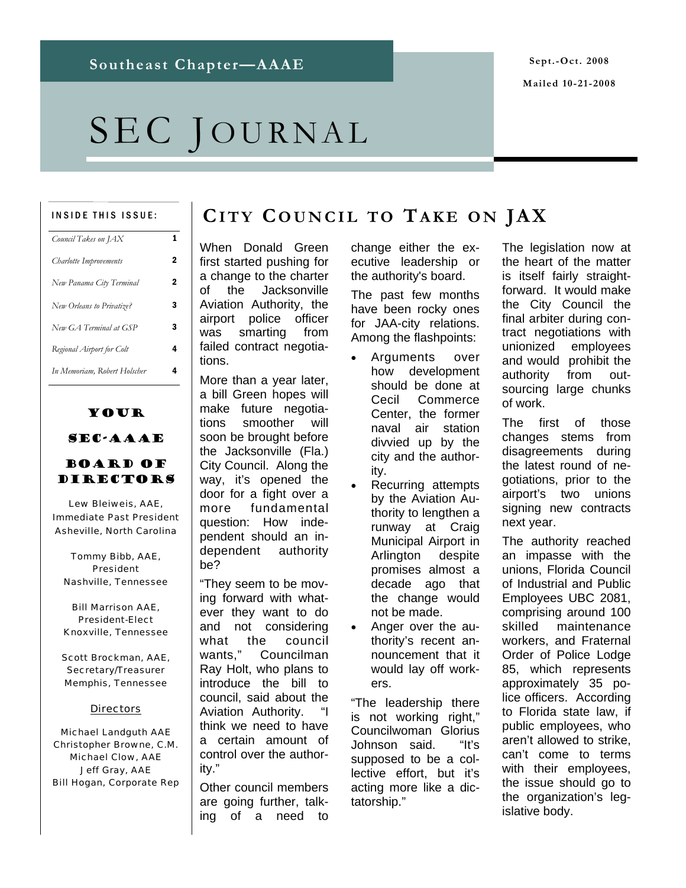Southeast Chapter—AAAE

Sept.-Oct. 2008

Mailed 10-21-2008

# SEC JOURNAL

**INSIDE THIS ISSUE:**

| | |
|---|---|
| *Council Takes on JAX* | 1 |
| *Charlotte Improvements* | 2 |
| *New Panama City Terminal* | 2 |
| *New Orleans to Privatize?* | 3 |
| *New GA Terminal at GSP* | 3 |
| *Regional Airport for Colt* | 4 |
| *In Memoriam, Robert Holscher* | 4 |

### YOUR SEC-AAAE BOARD OF DIRECTORS

Lew Bleiweis, AAE,
Immediate Past President
Asheville, North Carolina

Tommy Bibb, AAE,
President
Nashville, Tennessee

Bill Marrison AAE,
President-Elect
Knoxville, Tennessee

Scott Brockman, AAE,
Secretary/Treasurer
Memphis, Tennessee

Directors

Michael Landguth AAE
Christopher Browne, C.M.
Michael Clow, AAE
Jeff Gray, AAE
Bill Hogan, Corporate Rep

## CITY COUNCIL TO TAKE ON JAX

When Donald Green first started pushing for a change to the charter of the Jacksonville Aviation Authority, the airport police officer was smarting from failed contract negotiations.

More than a year later, a bill Green hopes will make future negotiations smoother will soon be brought before the Jacksonville (Fla.) City Council. Along the way, it's opened the door for a fight over a more fundamental question: How independent should an independent authority be?

"They seem to be moving forward with whatever they want to do and not considering what the council wants," Councilman Ray Holt, who plans to introduce the bill to council, said about the Aviation Authority. "I think we need to have a certain amount of control over the authority."

Other council members are going further, talking of a need to change either the executive leadership or the authority's board.

The past few months have been rocky ones for JAA-city relations. Among the flashpoints:

- Arguments over how development should be done at Cecil Commerce Center, the former naval air station divvied up by the city and the authority.
- Recurring attempts by the Aviation Authority to lengthen a runway at Craig Municipal Airport in Arlington despite promises almost a decade ago that the change would not be made.
- Anger over the authority's recent announcement that it would lay off workers.

"The leadership there is not working right," Councilwoman Glorius Johnson said. "It's supposed to be a collective effort, but it's acting more like a dictatorship."

The legislation now at the heart of the matter is itself fairly straightforward. It would make the City Council the final arbiter during contract negotiations with unionized employees and would prohibit the authority from outsourcing large chunks of work.

The first of those changes stems from disagreements during the latest round of negotiations, prior to the airport's two unions signing new contracts next year.

The authority reached an impasse with the unions, Florida Council of Industrial and Public Employees UBC 2081, comprising around 100 skilled maintenance workers, and Fraternal Order of Police Lodge 85, which represents approximately 35 police officers. According to Florida state law, if public employees, who aren't allowed to strike, can't come to terms with their employees, the issue should go to the organization's legislative body.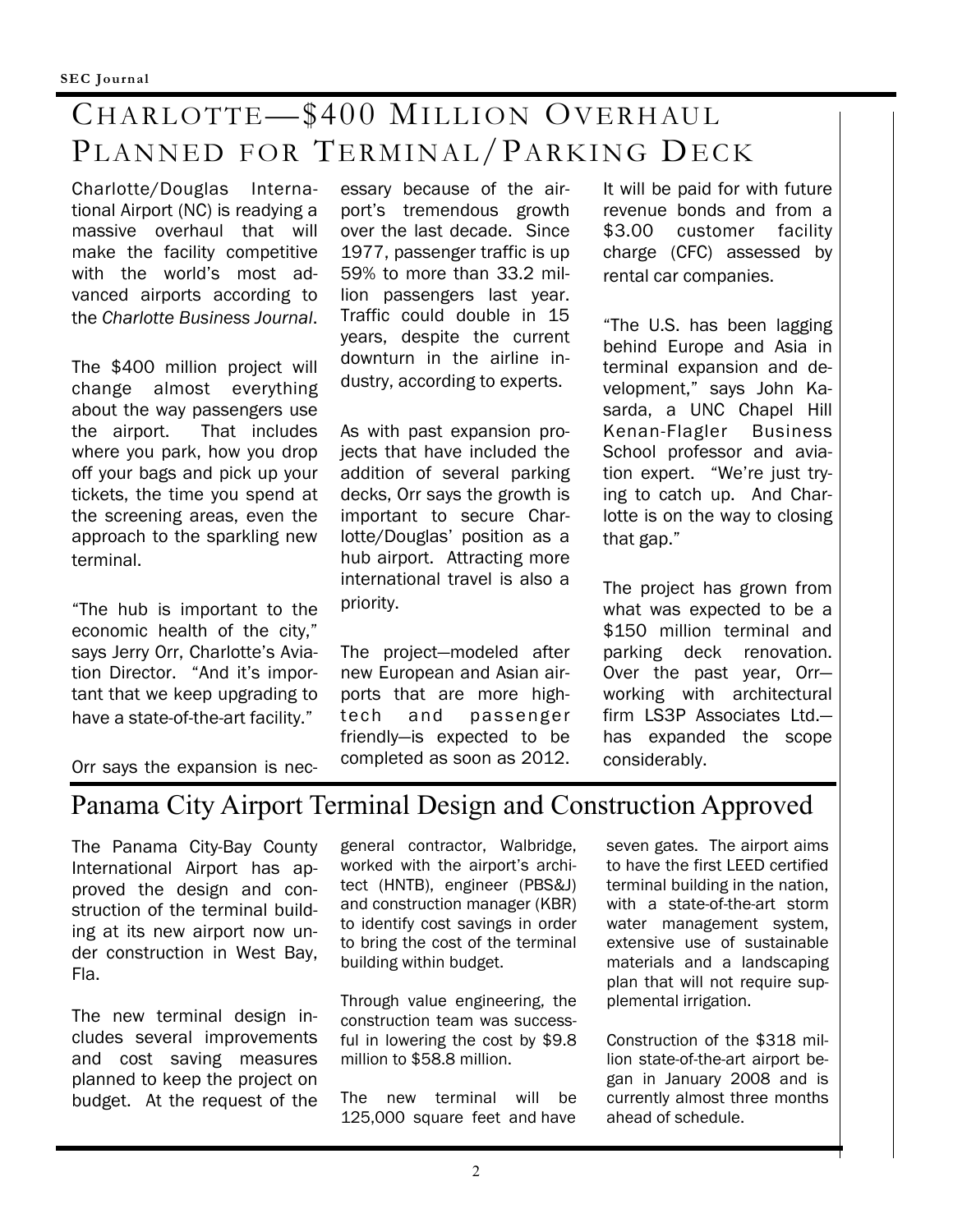# Charlotte—$400 Million Overhaul Planned for Terminal/Parking Deck

Charlotte/Douglas International Airport (NC) is readying a massive overhaul that will make the facility competitive with the world's most advanced airports according to the *Charlotte Business Journal*.

The $400 million project will change almost everything about the way passengers use the airport. That includes where you park, how you drop off your bags and pick up your tickets, the time you spend at the screening areas, even the approach to the sparkling new terminal.

"The hub is important to the economic health of the city," says Jerry Orr, Charlotte's Aviation Director. "And it's important that we keep upgrading to have a state-of-the-art facility."

Orr says the expansion is necessary because of the airport's tremendous growth over the last decade. Since 1977, passenger traffic is up 59% to more than 33.2 million passengers last year. Traffic could double in 15 years, despite the current downturn in the airline industry, according to experts.

As with past expansion projects that have included the addition of several parking decks, Orr says the growth is important to secure Charlotte/Douglas' position as a hub airport. Attracting more international travel is also a priority.

The project—modeled after new European and Asian airports that are more high-tech and passenger friendly—is expected to be completed as soon as 2012. It will be paid for with future revenue bonds and from a $3.00 customer facility charge (CFC) assessed by rental car companies.

"The U.S. has been lagging behind Europe and Asia in terminal expansion and development," says John Kasarda, a UNC Chapel Hill Kenan-Flagler Business School professor and aviation expert. "We're just trying to catch up. And Charlotte is on the way to closing that gap."

The project has grown from what was expected to be a $150 million terminal and parking deck renovation. Over the past year, Orr—working with architectural firm LS3P Associates Ltd.—has expanded the scope considerably.

# Panama City Airport Terminal Design and Construction Approved

The Panama City-Bay County International Airport has approved the design and construction of the terminal building at its new airport now under construction in West Bay, Fla.

The new terminal design includes several improvements and cost saving measures planned to keep the project on budget. At the request of the general contractor, Walbridge, worked with the airport's architect (HNTB), engineer (PBS&J) and construction manager (KBR) to identify cost savings in order to bring the cost of the terminal building within budget.

Through value engineering, the construction team was successful in lowering the cost by $9.8 million to $58.8 million.

The new terminal will be 125,000 square feet and have seven gates. The airport aims to have the first LEED certified terminal building in the nation, with a state-of-the-art storm water management system, extensive use of sustainable materials and a landscaping plan that will not require supplemental irrigation.

Construction of the $318 million state-of-the-art airport began in January 2008 and is currently almost three months ahead of schedule.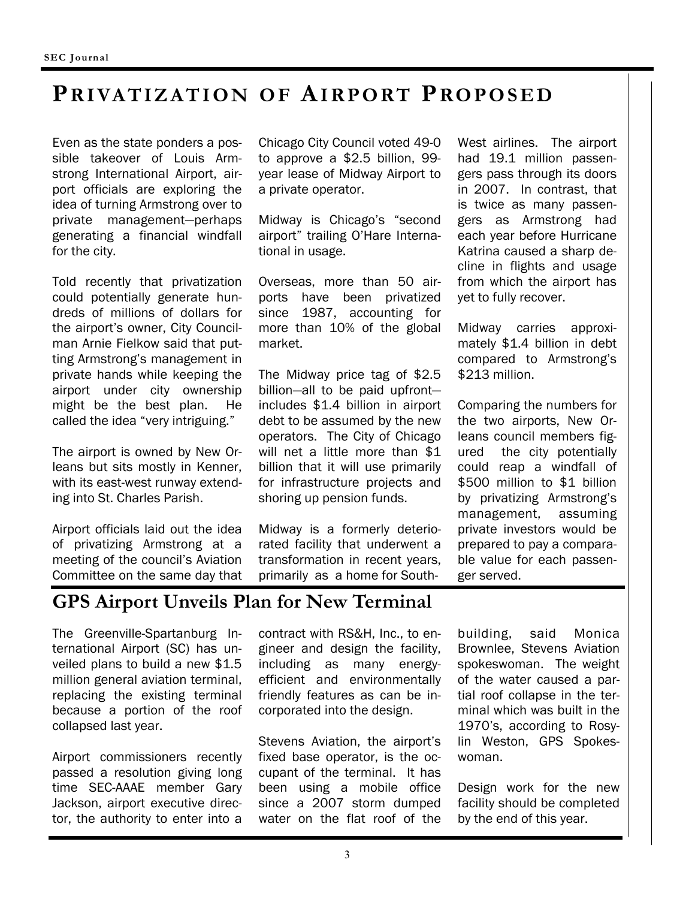# Privatization of Airport Proposed

Even as the state ponders a possible takeover of Louis Armstrong International Airport, airport officials are exploring the idea of turning Armstrong over to private management—perhaps generating a financial windfall for the city.

Told recently that privatization could potentially generate hundreds of millions of dollars for the airport's owner, City Councilman Arnie Fielkow said that putting Armstrong's management in private hands while keeping the airport under city ownership might be the best plan. He called the idea "very intriguing."

The airport is owned by New Orleans but sits mostly in Kenner, with its east-west runway extending into St. Charles Parish.

Airport officials laid out the idea of privatizing Armstrong at a meeting of the council's Aviation Committee on the same day that Chicago City Council voted 49-0 to approve a $2.5 billion, 99-year lease of Midway Airport to a private operator.

Midway is Chicago's "second airport" trailing O'Hare International in usage.

Overseas, more than 50 airports have been privatized since 1987, accounting for more than 10% of the global market.

The Midway price tag of $2.5 billion—all to be paid upfront—includes $1.4 billion in airport debt to be assumed by the new operators. The City of Chicago will net a little more than $1 billion that it will use primarily for infrastructure projects and shoring up pension funds.

Midway is a formerly deteriorated facility that underwent a transformation in recent years, primarily as a home for South-West airlines. The airport had 19.1 million passengers pass through its doors in 2007. In contrast, that is twice as many passengers as Armstrong had each year before Hurricane Katrina caused a sharp decline in flights and usage from which the airport has yet to fully recover.

Midway carries approximately $1.4 billion in debt compared to Armstrong's $213 million.

Comparing the numbers for the two airports, New Orleans council members figured the city potentially could reap a windfall of $500 million to $1 billion by privatizing Armstrong's management, assuming private investors would be prepared to pay a comparable value for each passenger served.

## GPS Airport Unveils Plan for New Terminal

The Greenville-Spartanburg International Airport (SC) has unveiled plans to build a new $1.5 million general aviation terminal, replacing the existing terminal because a portion of the roof collapsed last year.

Airport commissioners recently passed a resolution giving long time SEC-AAAE member Gary Jackson, airport executive director, the authority to enter into a contract with RS&H, Inc., to engineer and design the facility, including as many energy-efficient and environmentally friendly features as can be incorporated into the design.

Stevens Aviation, the airport's fixed base operator, is the occupant of the terminal. It has been using a mobile office since a 2007 storm dumped water on the flat roof of the building, said Monica Brownlee, Stevens Aviation spokeswoman. The weight of the water caused a partial roof collapse in the terminal which was built in the 1970's, according to Rosylin Weston, GPS Spokeswoman.

Design work for the new facility should be completed by the end of this year.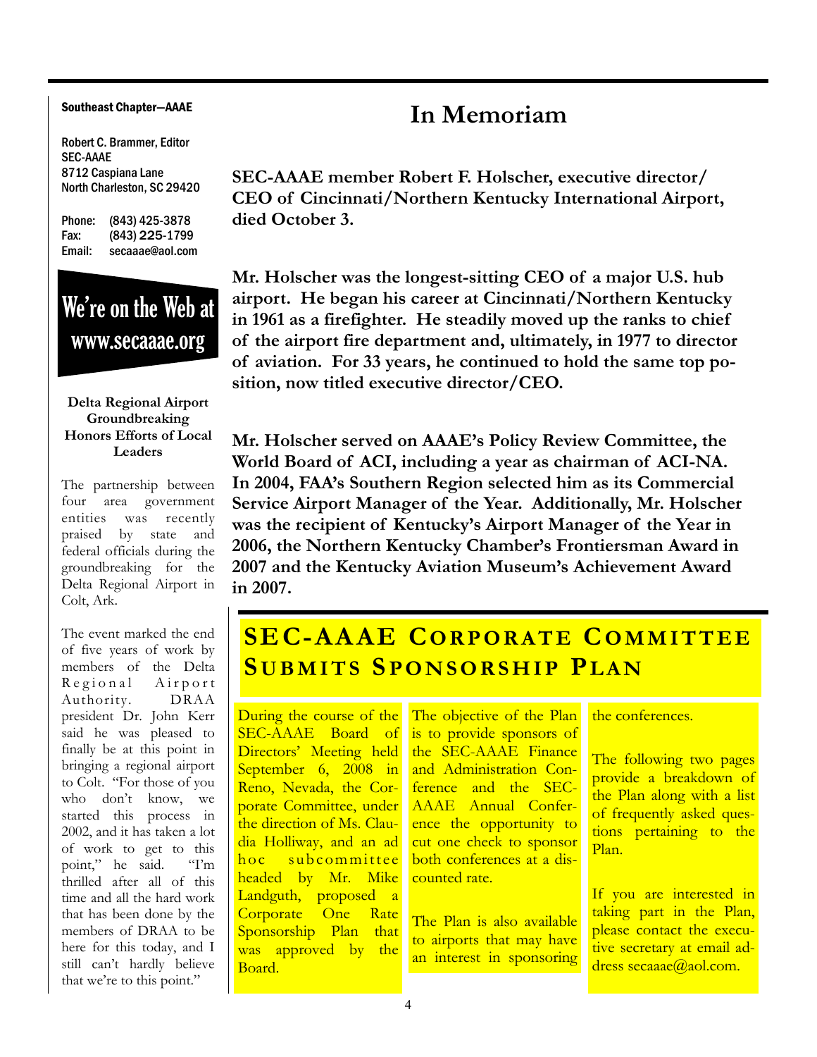Southeast Chapter—AAAE

Robert C. Brammer, Editor
SEC-AAAE
8712 Caspiana Lane
North Charleston, SC 29420

Phone: (843) 425-3878
Fax: (843) 225-1799
Email: secaaae@aol.com

**We're on the Web at www.secaaae.org**

### Delta Regional Airport Groundbreaking Honors Efforts of Local Leaders

The partnership between four area government entities was recently praised by state and federal officials during the groundbreaking for the Delta Regional Airport in Colt, Ark.

The event marked the end of five years of work by members of the Delta Regional Airport Authority. DRAA president Dr. John Kerr said he was pleased to finally be at this point in bringing a regional airport to Colt. "For those of you who don't know, we started this process in 2002, and it has taken a lot of work to get to this point," he said. "I'm thrilled after all of this time and all the hard work that has been done by the members of DRAA to be here for this today, and I still can't hardly believe that we're to this point."

# In Memoriam

**SEC-AAAE member Robert F. Holscher, executive director/CEO of Cincinnati/Northern Kentucky International Airport, died October 3.**

**Mr. Holscher was the longest-sitting CEO of a major U.S. hub airport. He began his career at Cincinnati/Northern Kentucky in 1961 as a firefighter. He steadily moved up the ranks to chief of the airport fire department and, ultimately, in 1977 to director of aviation. For 33 years, he continued to hold the same top position, now titled executive director/CEO.**

**Mr. Holscher served on AAAE's Policy Review Committee, the World Board of ACI, including a year as chairman of ACI-NA. In 2004, FAA's Southern Region selected him as its Commercial Service Airport Manager of the Year. Additionally, Mr. Holscher was the recipient of Kentucky's Airport Manager of the Year in 2006, the Northern Kentucky Chamber's Frontiersman Award in 2007 and the Kentucky Aviation Museum's Achievement Award in 2007.**

# SEC-AAAE Corporate Committee Submits Sponsorship Plan

During the course of the SEC-AAAE Board of Directors' Meeting held September 6, 2008 in Reno, Nevada, the Corporate Committee, under the direction of Ms. Claudia Holliway, and an ad hoc subcommittee headed by Mr. Mike Landguth, proposed a Corporate One Rate Sponsorship Plan that was approved by the Board.

The objective of the Plan is to provide sponsors of the SEC-AAAE Finance and Administration Conference and the SEC-AAAE Annual Conference the opportunity to cut one check to sponsor both conferences at a discounted rate.

The Plan is also available to airports that may have an interest in sponsoring the conferences.

The following two pages provide a breakdown of the Plan along with a list of frequently asked questions pertaining to the Plan.

If you are interested in taking part in the Plan, please contact the executive secretary at email address secaaae@aol.com.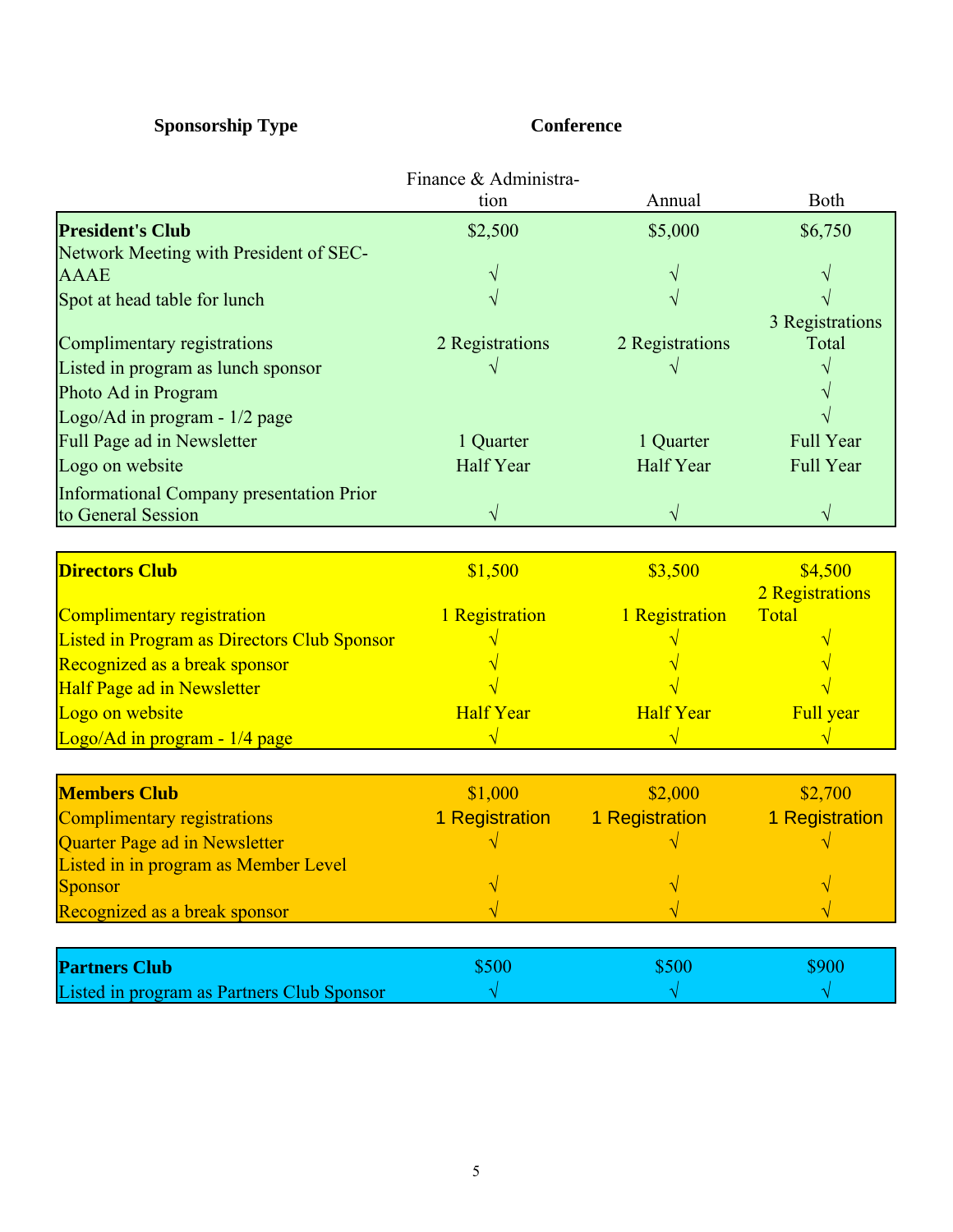| Sponsorship Type | Conference | | |
|---|---|---|---|
| | Finance & Administration | Annual | Both |
| **President's Club** | $2,500 | $5,000 | $6,750 |
| Network Meeting with President of SEC-AAAE | √ | √ | √ |
| Spot at head table for lunch | √ | √ | √ |
| Complimentary registrations | 2 Registrations | 2 Registrations | 3 Registrations Total |
| Listed in program as lunch sponsor | √ | √ | √ |
| Photo Ad in Program | | | √ |
| Logo/Ad in program - 1/2 page | | | √ |
| Full Page ad in Newsletter | 1 Quarter | 1 Quarter | Full Year |
| Logo on website | Half Year | Half Year | Full Year |
| Informational Company presentation Prior to General Session | √ | √ | √ |
| **Directors Club** | $1,500 | $3,500 | $4,500 |
| Complimentary registration | 1 Registration | 1 Registration | 2 Registrations Total |
| Listed in Program as Directors Club Sponsor | √ | √ | √ |
| Recognized as a break sponsor | √ | √ | √ |
| Half Page ad in Newsletter | √ | √ | √ |
| Logo on website | Half Year | Half Year | Full year |
| Logo/Ad in program - 1/4 page | √ | √ | √ |
| **Members Club** | $1,000 | $2,000 | $2,700 |
| Complimentary registrations | 1 Registration | 1 Registration | 1 Registration |
| Quarter Page ad in Newsletter | √ | √ | √ |
| Listed in in program as Member Level Sponsor | √ | √ | √ |
| Recognized as a break sponsor | √ | √ | √ |
| **Partners Club** | $500 | $500 | $900 |
| Listed in program as Partners Club Sponsor | √ | √ | √ |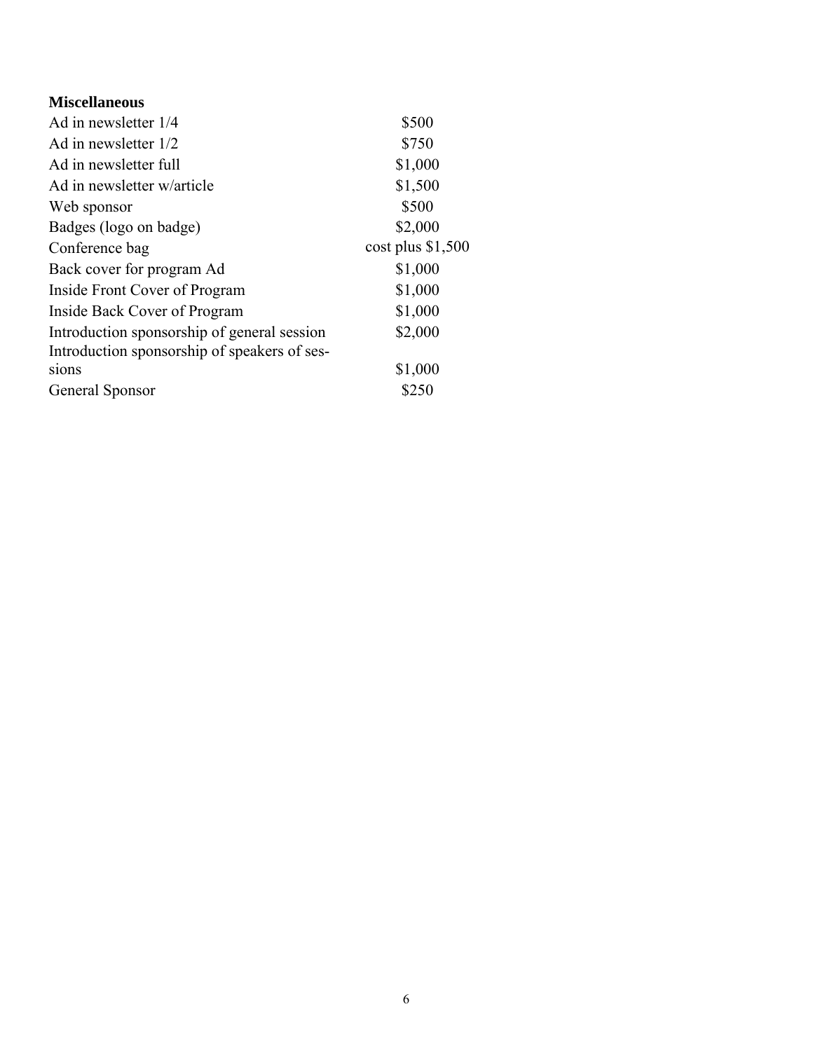**Miscellaneous**

| | |
|---|---|
| Ad in newsletter 1/4 | $500 |
| Ad in newsletter 1/2 | $750 |
| Ad in newsletter full | $1,000 |
| Ad in newsletter w/article | $1,500 |
| Web sponsor | $500 |
| Badges (logo on badge) | $2,000 |
| Conference bag | cost plus $1,500 |
| Back cover for program Ad | $1,000 |
| Inside Front Cover of Program | $1,000 |
| Inside Back Cover of Program | $1,000 |
| Introduction sponsorship of general session | $2,000 |
| Introduction sponsorship of speakers of sessions | $1,000 |
| General Sponsor | $250 |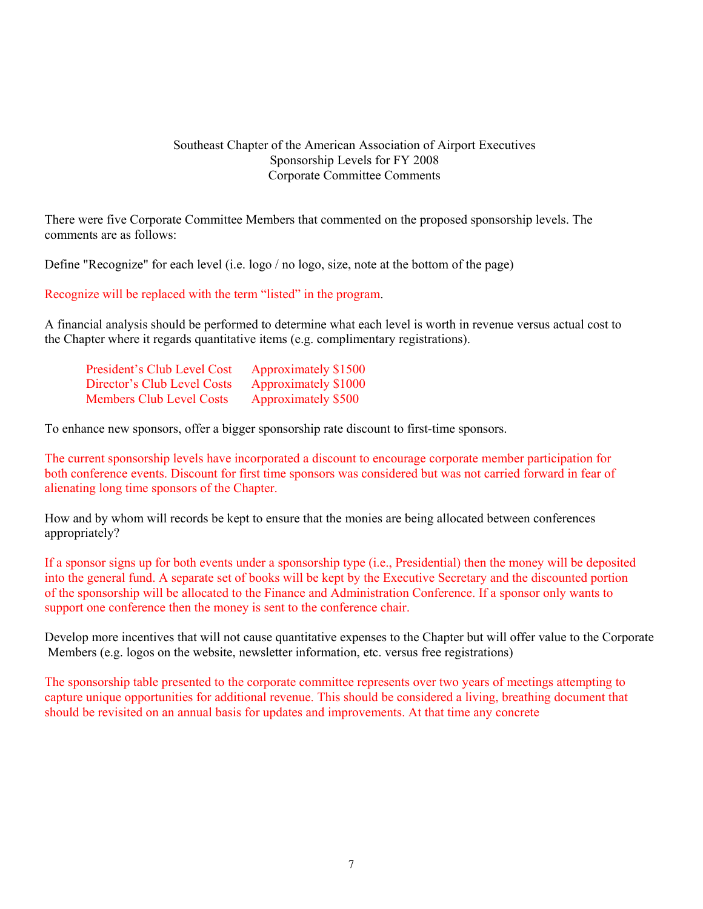Southeast Chapter of the American Association of Airport Executives
Sponsorship Levels for FY 2008
Corporate Committee Comments

There were five Corporate Committee Members that commented on the proposed sponsorship levels. The comments are as follows:

Define "Recognize" for each level (i.e. logo / no logo, size, note at the bottom of the page)

Recognize will be replaced with the term "listed" in the program.

A financial analysis should be performed to determine what each level is worth in revenue versus actual cost to the Chapter where it regards quantitative items (e.g. complimentary registrations).

| | |
|---|---|
| President's Club Level Cost | Approximately $1500 |
| Director's Club Level Costs | Approximately $1000 |
| Members Club Level Costs | Approximately $500 |

To enhance new sponsors, offer a bigger sponsorship rate discount to first-time sponsors.

The current sponsorship levels have incorporated a discount to encourage corporate member participation for both conference events. Discount for first time sponsors was considered but was not carried forward in fear of alienating long time sponsors of the Chapter.

How and by whom will records be kept to ensure that the monies are being allocated between conferences appropriately?

If a sponsor signs up for both events under a sponsorship type (i.e., Presidential) then the money will be deposited into the general fund. A separate set of books will be kept by the Executive Secretary and the discounted portion of the sponsorship will be allocated to the Finance and Administration Conference. If a sponsor only wants to support one conference then the money is sent to the conference chair.

Develop more incentives that will not cause quantitative expenses to the Chapter but will offer value to the Corporate Members (e.g. logos on the website, newsletter information, etc. versus free registrations)

The sponsorship table presented to the corporate committee represents over two years of meetings attempting to capture unique opportunities for additional revenue. This should be considered a living, breathing document that should be revisited on an annual basis for updates and improvements. At that time any concrete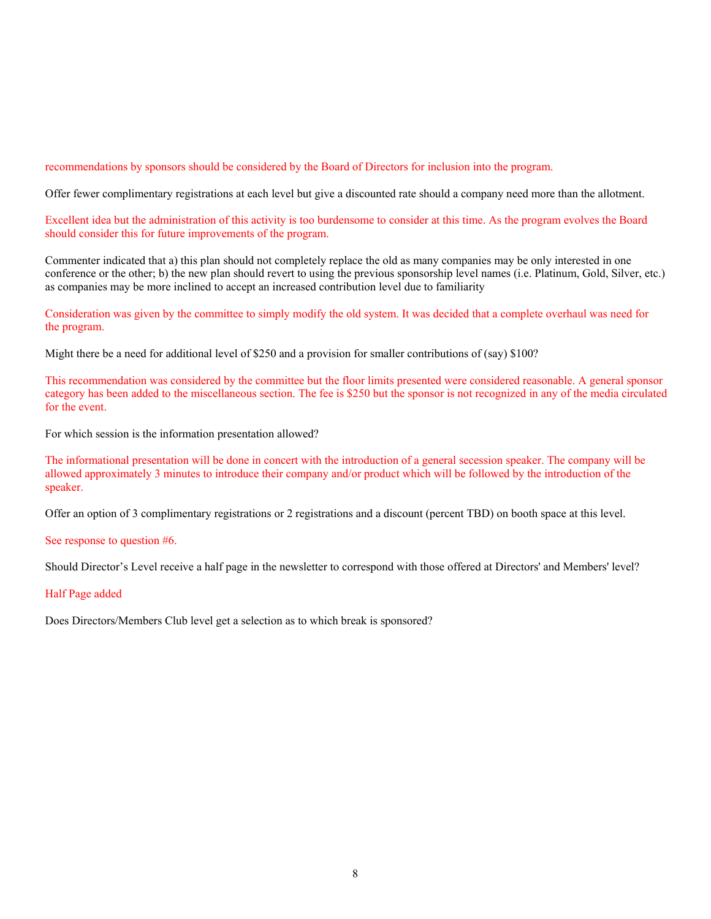recommendations by sponsors should be considered by the Board of Directors for inclusion into the program.

Offer fewer complimentary registrations at each level but give a discounted rate should a company need more than the allotment.

Excellent idea but the administration of this activity is too burdensome to consider at this time. As the program evolves the Board should consider this for future improvements of the program.

Commenter indicated that a) this plan should not completely replace the old as many companies may be only interested in one conference or the other; b) the new plan should revert to using the previous sponsorship level names (i.e. Platinum, Gold, Silver, etc.) as companies may be more inclined to accept an increased contribution level due to familiarity

Consideration was given by the committee to simply modify the old system. It was decided that a complete overhaul was need for the program.

Might there be a need for additional level of $250 and a provision for smaller contributions of (say) $100?

This recommendation was considered by the committee but the floor limits presented were considered reasonable. A general sponsor category has been added to the miscellaneous section. The fee is $250 but the sponsor is not recognized in any of the media circulated for the event.

For which session is the information presentation allowed?

The informational presentation will be done in concert with the introduction of a general secession speaker. The company will be allowed approximately 3 minutes to introduce their company and/or product which will be followed by the introduction of the speaker.

Offer an option of 3 complimentary registrations or 2 registrations and a discount (percent TBD) on booth space at this level.

See response to question #6.

Should Director's Level receive a half page in the newsletter to correspond with those offered at Directors' and Members' level?

Half Page added

Does Directors/Members Club level get a selection as to which break is sponsored?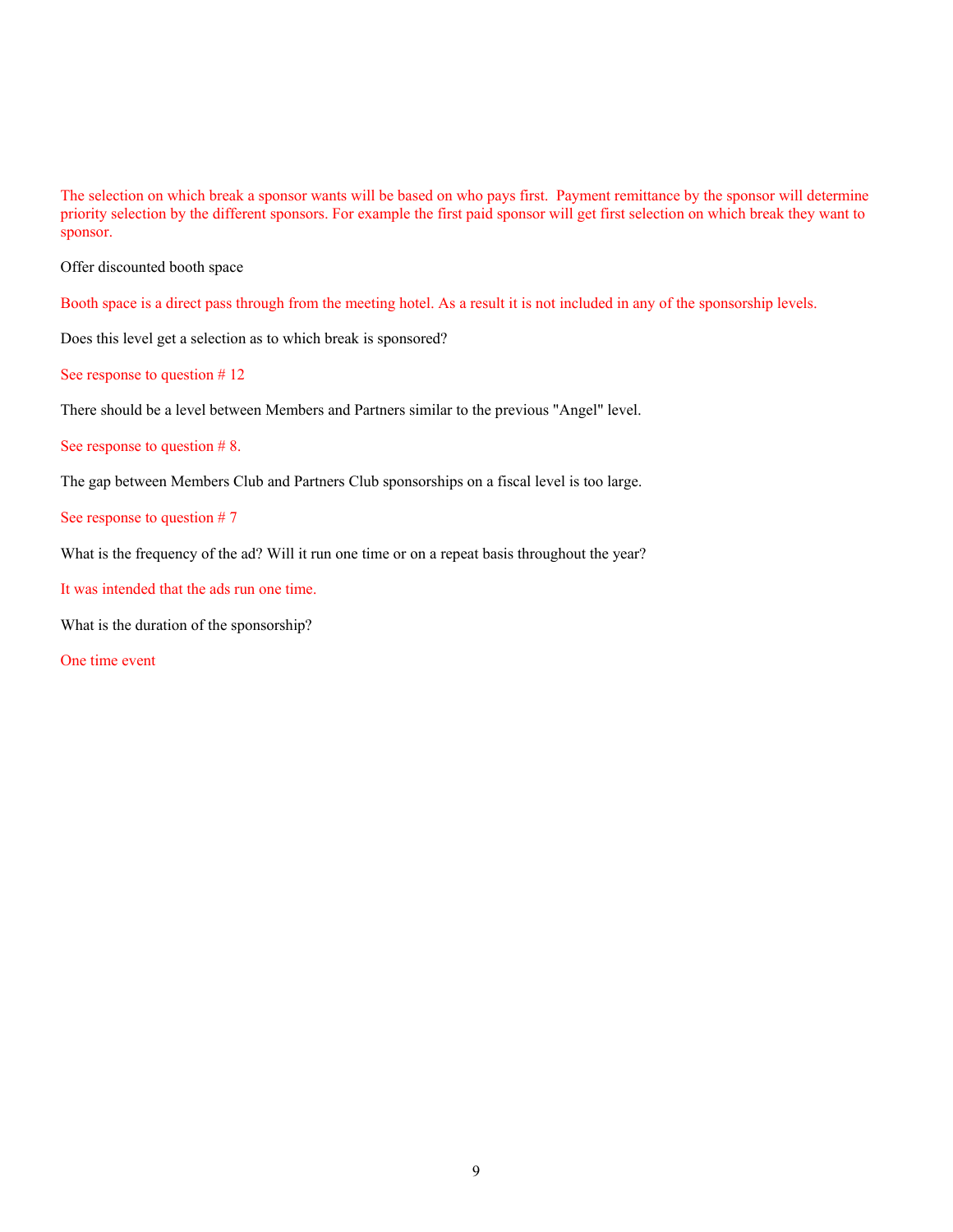The selection on which break a sponsor wants will be based on who pays first.  Payment remittance by the sponsor will determine priority selection by the different sponsors. For example the first paid sponsor will get first selection on which break they want to sponsor.

Offer discounted booth space

Booth space is a direct pass through from the meeting hotel. As a result it is not included in any of the sponsorship levels.

Does this level get a selection as to which break is sponsored?

See response to question # 12

There should be a level between Members and Partners similar to the previous "Angel" level.

See response to question # 8.

The gap between Members Club and Partners Club sponsorships on a fiscal level is too large.

See response to question # 7

What is the frequency of the ad? Will it run one time or on a repeat basis throughout the year?

It was intended that the ads run one time.

What is the duration of the sponsorship?

One time event